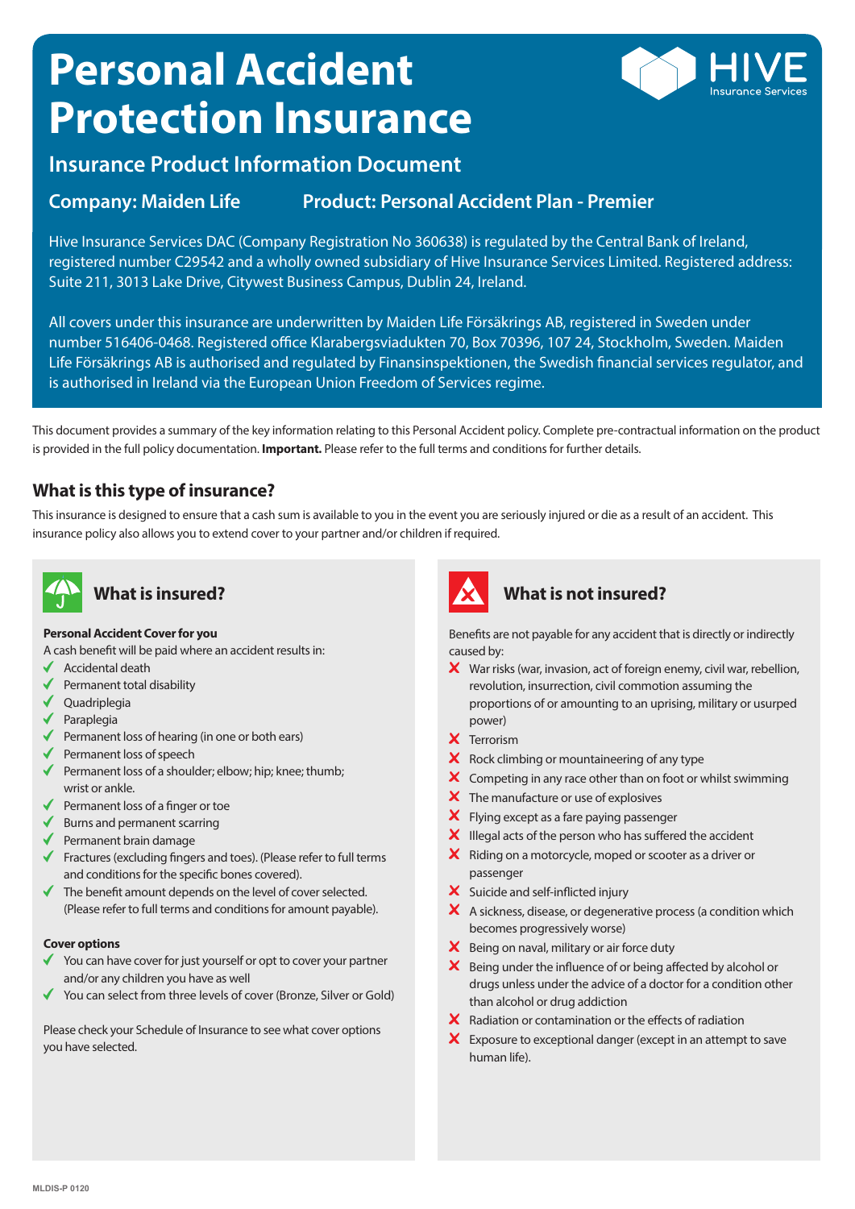# Personal Accident Protection Insurance

## Insurance Product Information Document

**Company: Maiden Life** **Product: Personal Accident Plan - Premier**

Hive Insurance Services DAC (Company Registration No 360638) is regulated by the Central Bank of Ireland, registered number C29542 and a wholly owned subsidiary of Hive Insurance Services Limited. Registered address: Suite 211, 3013 Lake Drive, Citywest Business Campus, Dublin 24, Ireland.

All covers under this insurance are underwritten by Maiden Life Försäkrings AB, registered in Sweden under number 516406-0468. Registered office Klarabergsviadukten 70, Box 70396, 107 24, Stockholm, Sweden. Maiden Life Försäkrings AB is authorised and regulated by Finansinspektionen, the Swedish financial services regulator, and is authorised in Ireland via the European Union Freedom of Services regime.

This document provides a summary of the key information relating to this Personal Accident policy. Complete pre-contractual information on the product is provided in the full policy documentation. **Important.** Please refer to the full terms and conditions for further details.

## What is this type of insurance?

This insurance is designed to ensure that a cash sum is available to you in the event you are seriously injured or die as a result of an accident. This insurance policy also allows you to extend cover to your partner and/or children if required.

## What is insured?

**Personal Accident Cover for you**

A cash benefit will be paid where an accident results in:

- ✓ Accidental death
- ✓ Permanent total disability
- ✓ Quadriplegia
- ✓ Paraplegia
- ✓ Permanent loss of hearing (in one or both ears)
- ✓ Permanent loss of speech
- ✓ Permanent loss of a shoulder; elbow; hip; knee; thumb; wrist or ankle.
- ✓ Permanent loss of a finger or toe
- ✓ Burns and permanent scarring
- ✓ Permanent brain damage
- ✓ Fractures (excluding fingers and toes). (Please refer to full terms and conditions for the specific bones covered).
- ✓ The benefit amount depends on the level of cover selected. (Please refer to full terms and conditions for amount payable).

**Cover options**

- ✓ You can have cover for just yourself or opt to cover your partner and/or any children you have as well
- ✓ You can select from three levels of cover (Bronze, Silver or Gold)

Please check your Schedule of Insurance to see what cover options you have selected.

## What is not insured?

Benefits are not payable for any accident that is directly or indirectly caused by:

- ✗ War risks (war, invasion, act of foreign enemy, civil war, rebellion, revolution, insurrection, civil commotion assuming the proportions of or amounting to an uprising, military or usurped power)
- ✗ Terrorism
- ✗ Rock climbing or mountaineering of any type
- ✗ Competing in any race other than on foot or whilst swimming
- ✗ The manufacture or use of explosives
- ✗ Flying except as a fare paying passenger
- ✗ Illegal acts of the person who has suffered the accident
- ✗ Riding on a motorcycle, moped or scooter as a driver or passenger
- ✗ Suicide and self-inflicted injury
- ✗ A sickness, disease, or degenerative process (a condition which becomes progressively worse)
- ✗ Being on naval, military or air force duty
- ✗ Being under the influence of or being affected by alcohol or drugs unless under the advice of a doctor for a condition other than alcohol or drug addiction
- ✗ Radiation or contamination or the effects of radiation
- ✗ Exposure to exceptional danger (except in an attempt to save human life).

MLDIS-P 0120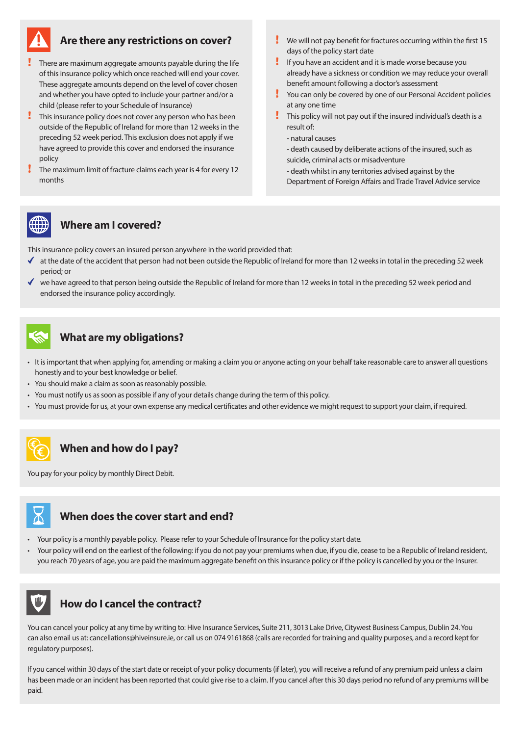## Are there any restrictions on cover?

- There are maximum aggregate amounts payable during the life of this insurance policy which once reached will end your cover. These aggregate amounts depend on the level of cover chosen and whether you have opted to include your partner and/or a child (please refer to your Schedule of Insurance)
- This insurance policy does not cover any person who has been outside of the Republic of Ireland for more than 12 weeks in the preceding 52 week period. This exclusion does not apply if we have agreed to provide this cover and endorsed the insurance policy
- The maximum limit of fracture claims each year is 4 for every 12 months
- We will not pay benefit for fractures occurring within the first 15 days of the policy start date
- If you have an accident and it is made worse because you already have a sickness or condition we may reduce your overall benefit amount following a doctor's assessment
- You can only be covered by one of our Personal Accident policies at any one time
- This policy will not pay out if the insured individual's death is a result of:
  - natural causes
  - death caused by deliberate actions of the insured, such as suicide, criminal acts or misadventure
  - death whilst in any territories advised against by the Department of Foreign Affairs and Trade Travel Advice service

## Where am I covered?

This insurance policy covers an insured person anywhere in the world provided that:

- ✓ at the date of the accident that person had not been outside the Republic of Ireland for more than 12 weeks in total in the preceding 52 week period; or
- ✓ we have agreed to that person being outside the Republic of Ireland for more than 12 weeks in total in the preceding 52 week period and endorsed the insurance policy accordingly.

## What are my obligations?

- It is important that when applying for, amending or making a claim you or anyone acting on your behalf take reasonable care to answer all questions honestly and to your best knowledge or belief.
- You should make a claim as soon as reasonably possible.
- You must notify us as soon as possible if any of your details change during the term of this policy.
- You must provide for us, at your own expense any medical certificates and other evidence we might request to support your claim, if required.

## When and how do I pay?

You pay for your policy by monthly Direct Debit.

## When does the cover start and end?

- Your policy is a monthly payable policy. Please refer to your Schedule of Insurance for the policy start date.
- Your policy will end on the earliest of the following: if you do not pay your premiums when due, if you die, cease to be a Republic of Ireland resident, you reach 70 years of age, you are paid the maximum aggregate benefit on this insurance policy or if the policy is cancelled by you or the Insurer.

## How do I cancel the contract?

You can cancel your policy at any time by writing to: Hive Insurance Services, Suite 211, 3013 Lake Drive, Citywest Business Campus, Dublin 24. You can also email us at: cancellations@hiveinsure.ie, or call us on 074 9161868 (calls are recorded for training and quality purposes, and a record kept for regulatory purposes).

If you cancel within 30 days of the start date or receipt of your policy documents (if later), you will receive a refund of any premium paid unless a claim has been made or an incident has been reported that could give rise to a claim. If you cancel after this 30 days period no refund of any premiums will be paid.